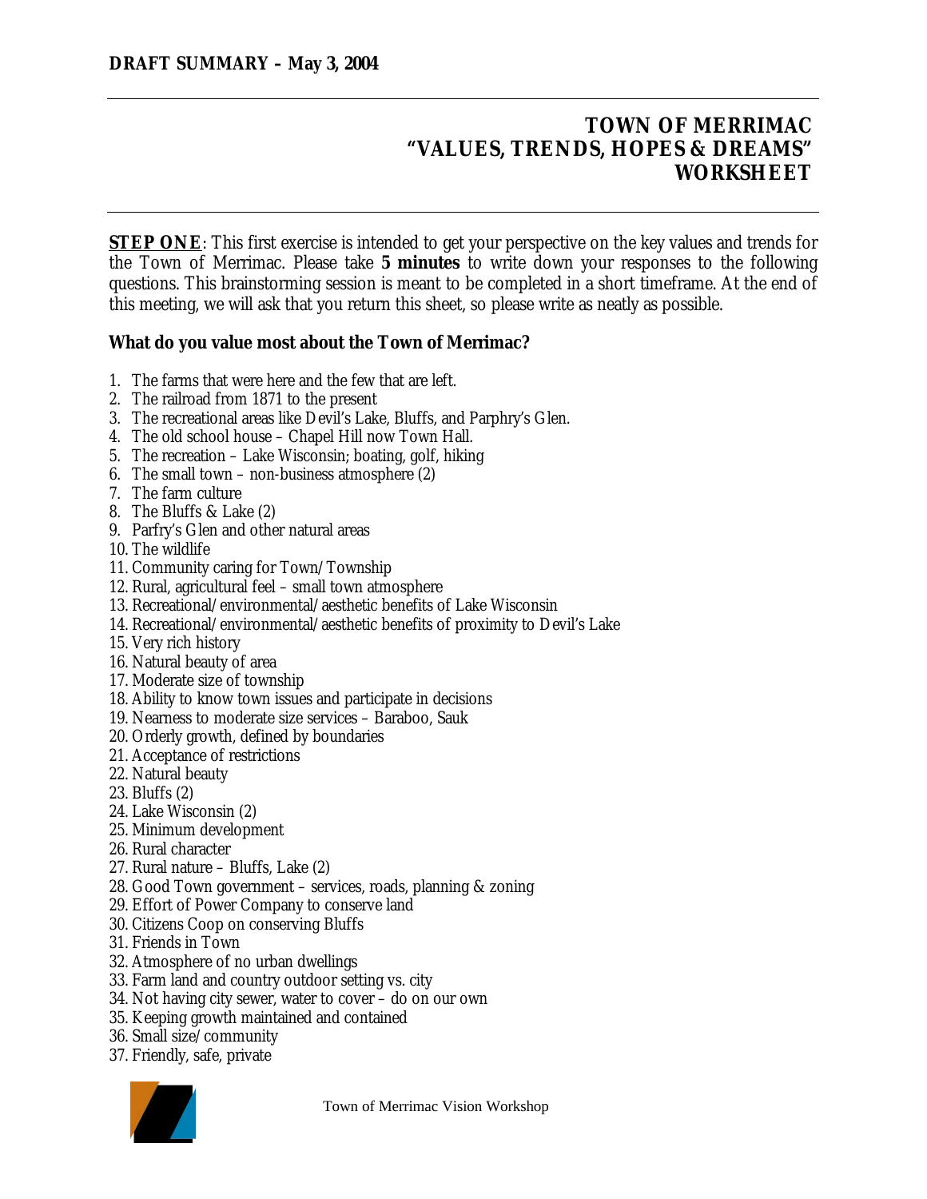**DRAFT SUMMARY – May 3, 2004**

# TOWN OF MERRIMAC "VALUES, TRENDS, HOPES & DREAMS" WORKSHEET

**STEP ONE**: This first exercise is intended to get your perspective on the key values and trends for the Town of Merrimac. Please take **5 minutes** to write down your responses to the following questions. This brainstorming session is meant to be completed in a short timeframe. At the end of this meeting, we will ask that you return this sheet, so please write as neatly as possible.

**What do you value most about the Town of Merrimac?**

1. The farms that were here and the few that are left.
2. The railroad from 1871 to the present
3. The recreational areas like Devil's Lake, Bluffs, and Parphry's Glen.
4. The old school house – Chapel Hill now Town Hall.
5. The recreation – Lake Wisconsin; boating, golf, hiking
6. The small town – non-business atmosphere (2)
7. The farm culture
8. The Bluffs & Lake (2)
9. Parfry's Glen and other natural areas
10. The wildlife
11. Community caring for Town/Township
12. Rural, agricultural feel – small town atmosphere
13. Recreational/environmental/aesthetic benefits of Lake Wisconsin
14. Recreational/environmental/aesthetic benefits of proximity to Devil's Lake
15. Very rich history
16. Natural beauty of area
17. Moderate size of township
18. Ability to know town issues and participate in decisions
19. Nearness to moderate size services – Baraboo, Sauk
20. Orderly growth, defined by boundaries
21. Acceptance of restrictions
22. Natural beauty
23. Bluffs (2)
24. Lake Wisconsin (2)
25. Minimum development
26. Rural character
27. Rural nature – Bluffs, Lake (2)
28. Good Town government – services, roads, planning & zoning
29. Effort of Power Company to conserve land
30. Citizens Coop on conserving Bluffs
31. Friends in Town
32. Atmosphere of no urban dwellings
33. Farm land and country outdoor setting vs. city
34. Not having city sewer, water to cover – do on our own
35. Keeping growth maintained and contained
36. Small size/community
37. Friendly, safe, private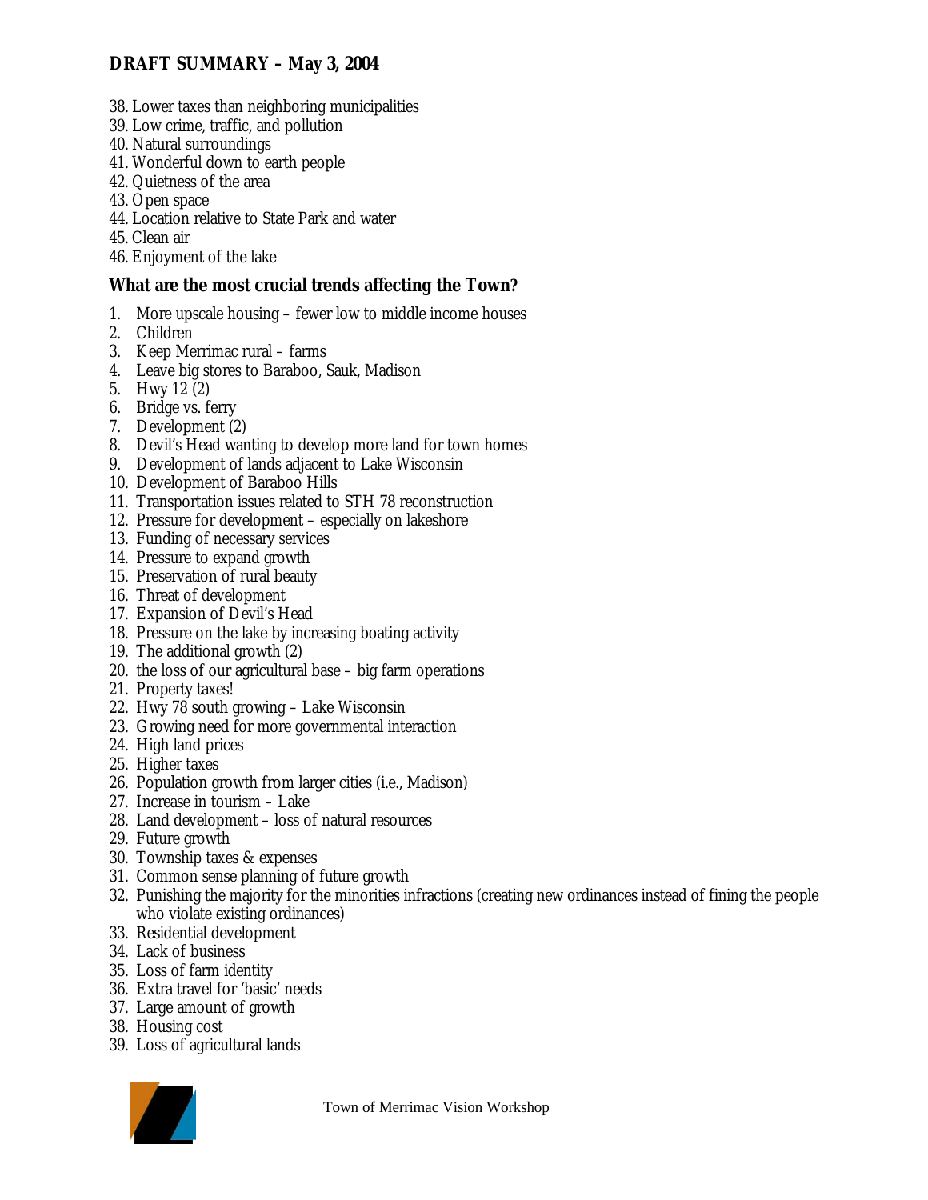38. Lower taxes than neighboring municipalities
39. Low crime, traffic, and pollution
40. Natural surroundings
41. Wonderful down to earth people
42. Quietness of the area
43. Open space
44. Location relative to State Park and water
45. Clean air
46. Enjoyment of the lake

### What are the most crucial trends affecting the Town?

1. More upscale housing – fewer low to middle income houses
2. Children
3. Keep Merrimac rural – farms
4. Leave big stores to Baraboo, Sauk, Madison
5. Hwy 12 (2)
6. Bridge vs. ferry
7. Development (2)
8. Devil's Head wanting to develop more land for town homes
9. Development of lands adjacent to Lake Wisconsin
10. Development of Baraboo Hills
11. Transportation issues related to STH 78 reconstruction
12. Pressure for development – especially on lakeshore
13. Funding of necessary services
14. Pressure to expand growth
15. Preservation of rural beauty
16. Threat of development
17. Expansion of Devil's Head
18. Pressure on the lake by increasing boating activity
19. The additional growth (2)
20. the loss of our agricultural base – big farm operations
21. Property taxes!
22. Hwy 78 south growing – Lake Wisconsin
23. Growing need for more governmental interaction
24. High land prices
25. Higher taxes
26. Population growth from larger cities (i.e., Madison)
27. Increase in tourism – Lake
28. Land development – loss of natural resources
29. Future growth
30. Township taxes & expenses
31. Common sense planning of future growth
32. Punishing the majority for the minorities infractions (creating new ordinances instead of fining the people who violate existing ordinances)
33. Residential development
34. Lack of business
35. Loss of farm identity
36. Extra travel for 'basic' needs
37. Large amount of growth
38. Housing cost
39. Loss of agricultural lands